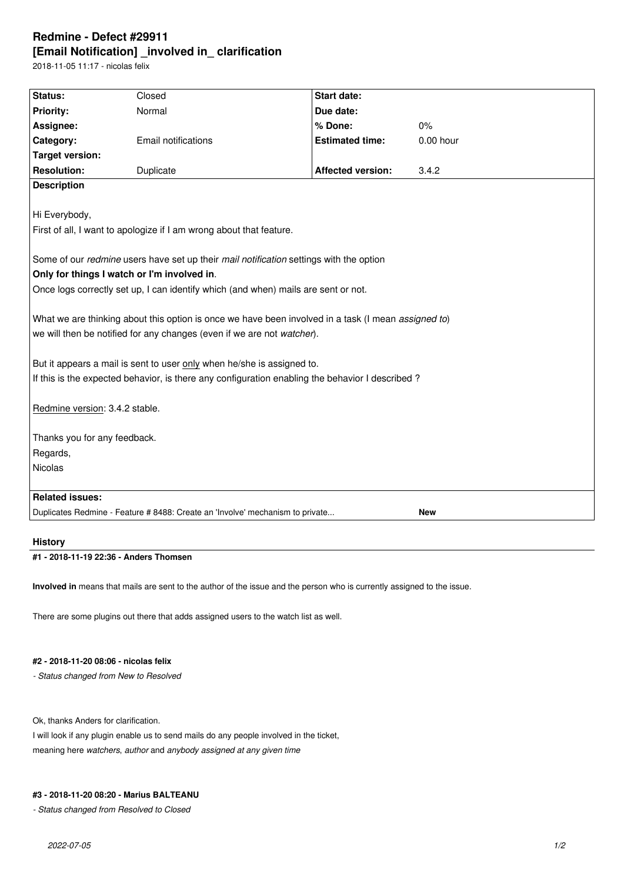# Redmine - Defect #29911

# [Email Notification] _involved in_ clarification

2018-11-05 11:17 - nicolas felix

| Status: | Closed | Start date: | |
|---|---|---|---|
| Priority: | Normal | Due date: | |
| Assignee: | | % Done: | 0% |
| Category: | Email notifications | Estimated time: | 0.00 hour |
| Target version: | | | |
| Resolution: | Duplicate | Affected version: | 3.4.2 |

**Description**

Hi Everybody,

First of all, I want to apologize if I am wrong about that feature.

Some of our *redmine* users have set up their *mail notification* settings with the option

**Only for things I watch or I'm involved in**.

Once logs correctly set up, I can identify which (and when) mails are sent or not.

What we are thinking about this option is once we have been involved in a task (I mean *assigned to*)
we will then be notified for any changes (even if we are not *watcher*).

But it appears a mail is sent to user only when he/she is assigned to.

If this is the expected behavior, is there any configuration enabling the behavior I described ?

Redmine version: 3.4.2 stable.

Thanks you for any feedback.

Regards,

Nicolas

**Related issues:**

| Duplicates Redmine - Feature # 8488: Create an 'Involve' mechanism to private... | New |
|---|---|

## History

### #1 - 2018-11-19 22:36 - Anders Thomsen

**Involved in** means that mails are sent to the author of the issue and the person who is currently assigned to the issue.

There are some plugins out there that adds assigned users to the watch list as well.

### #2 - 2018-11-20 08:06 - nicolas felix

*- Status changed from New to Resolved*

Ok, thanks Anders for clarification.

I will look if any plugin enable us to send mails do any people involved in the ticket,

meaning here *watchers*, *author* and *anybody assigned at any given time*

### #3 - 2018-11-20 08:20 - Marius BALTEANU

*- Status changed from Resolved to Closed*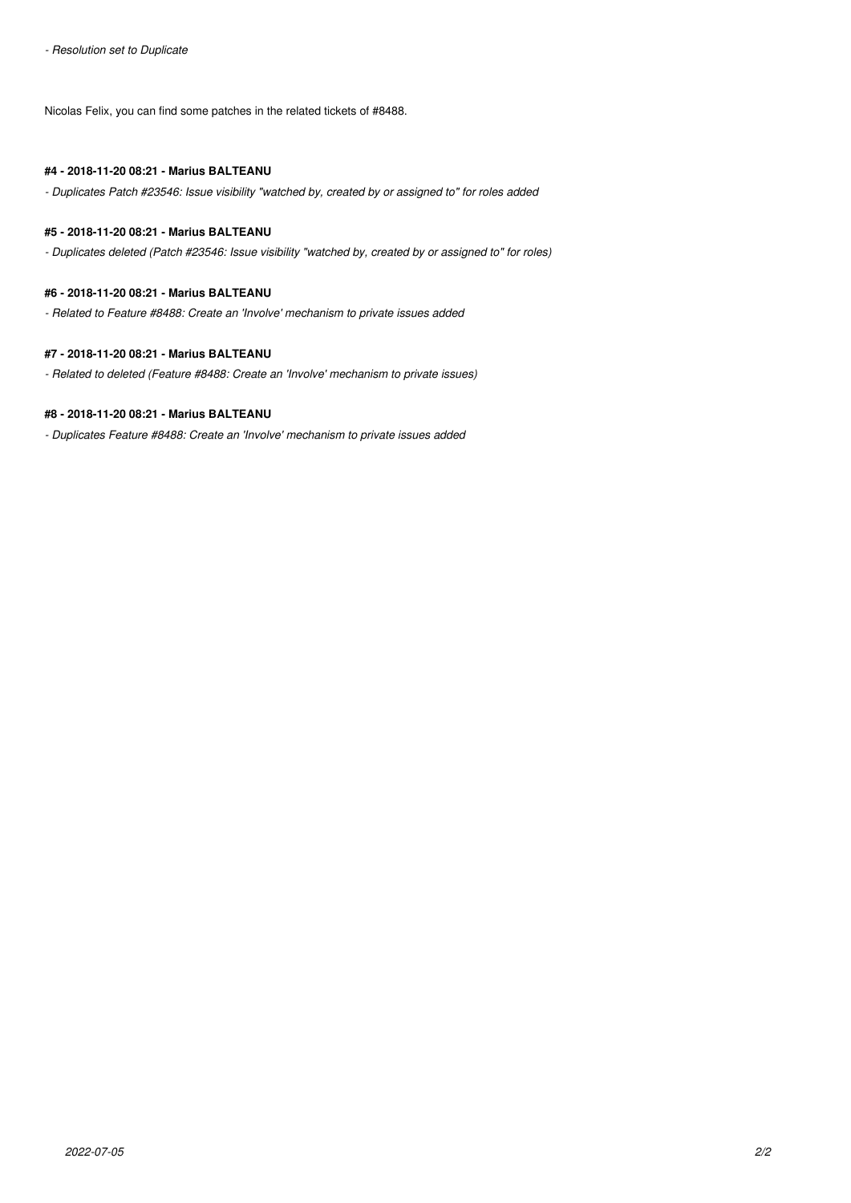*- Resolution set to Duplicate*

Nicolas Felix, you can find some patches in the related tickets of #8488.

#### #4 - 2018-11-20 08:21 - Marius BALTEANU

*- Duplicates Patch #23546: Issue visibility "watched by, created by or assigned to" for roles added*

#### #5 - 2018-11-20 08:21 - Marius BALTEANU

*- Duplicates deleted (Patch #23546: Issue visibility "watched by, created by or assigned to" for roles)*

#### #6 - 2018-11-20 08:21 - Marius BALTEANU

*- Related to Feature #8488: Create an 'Involve' mechanism to private issues added*

#### #7 - 2018-11-20 08:21 - Marius BALTEANU

*- Related to deleted (Feature #8488: Create an 'Involve' mechanism to private issues)*

#### #8 - 2018-11-20 08:21 - Marius BALTEANU

*- Duplicates Feature #8488: Create an 'Involve' mechanism to private issues added*